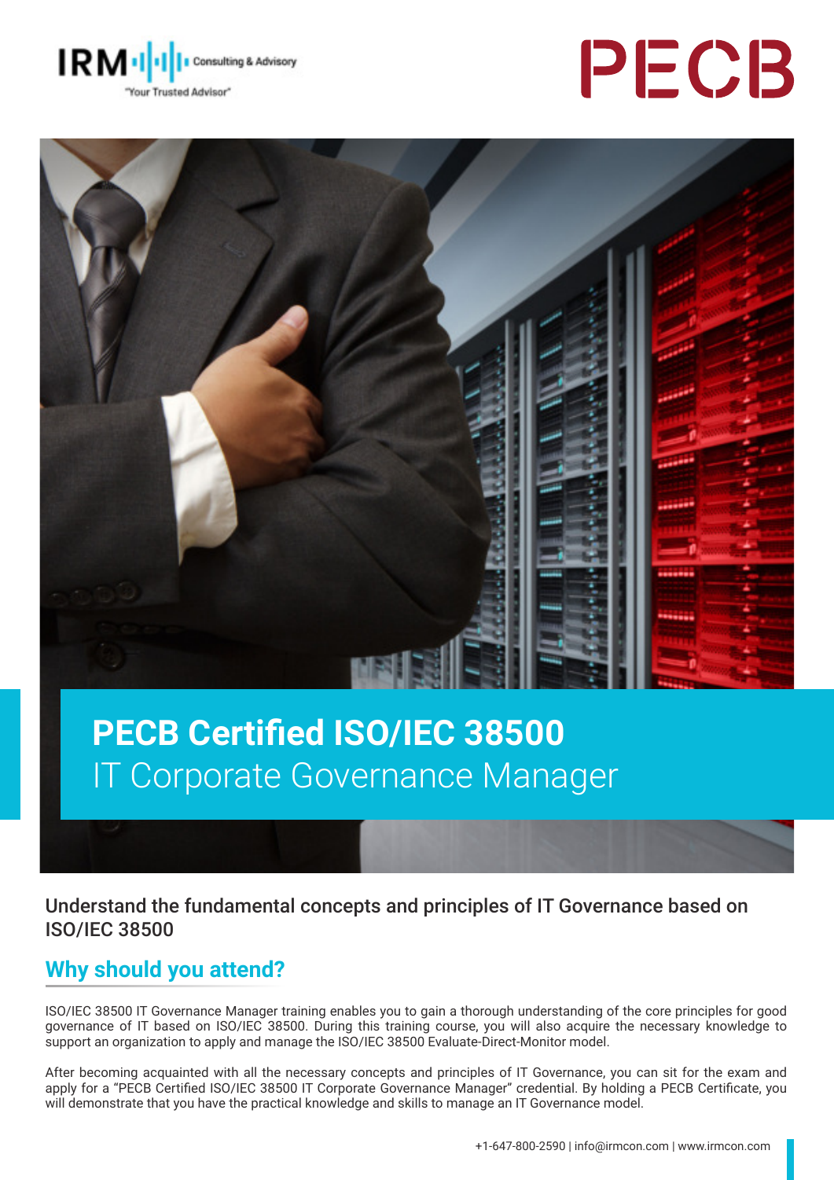# PECB Certified ISO/IEC 38500
## IT Corporate Governance Manager

Understand the fundamental concepts and principles of IT Governance based on ISO/IEC 38500

## Why should you attend?

ISO/IEC 38500 IT Governance Manager training enables you to gain a thorough understanding of the core principles for good governance of IT based on ISO/IEC 38500. During this training course, you will also acquire the necessary knowledge to support an organization to apply and manage the ISO/IEC 38500 Evaluate-Direct-Monitor model.

After becoming acquainted with all the necessary concepts and principles of IT Governance, you can sit for the exam and apply for a "PECB Certified ISO/IEC 38500 IT Corporate Governance Manager" credential. By holding a PECB Certificate, you will demonstrate that you have the practical knowledge and skills to manage an IT Governance model.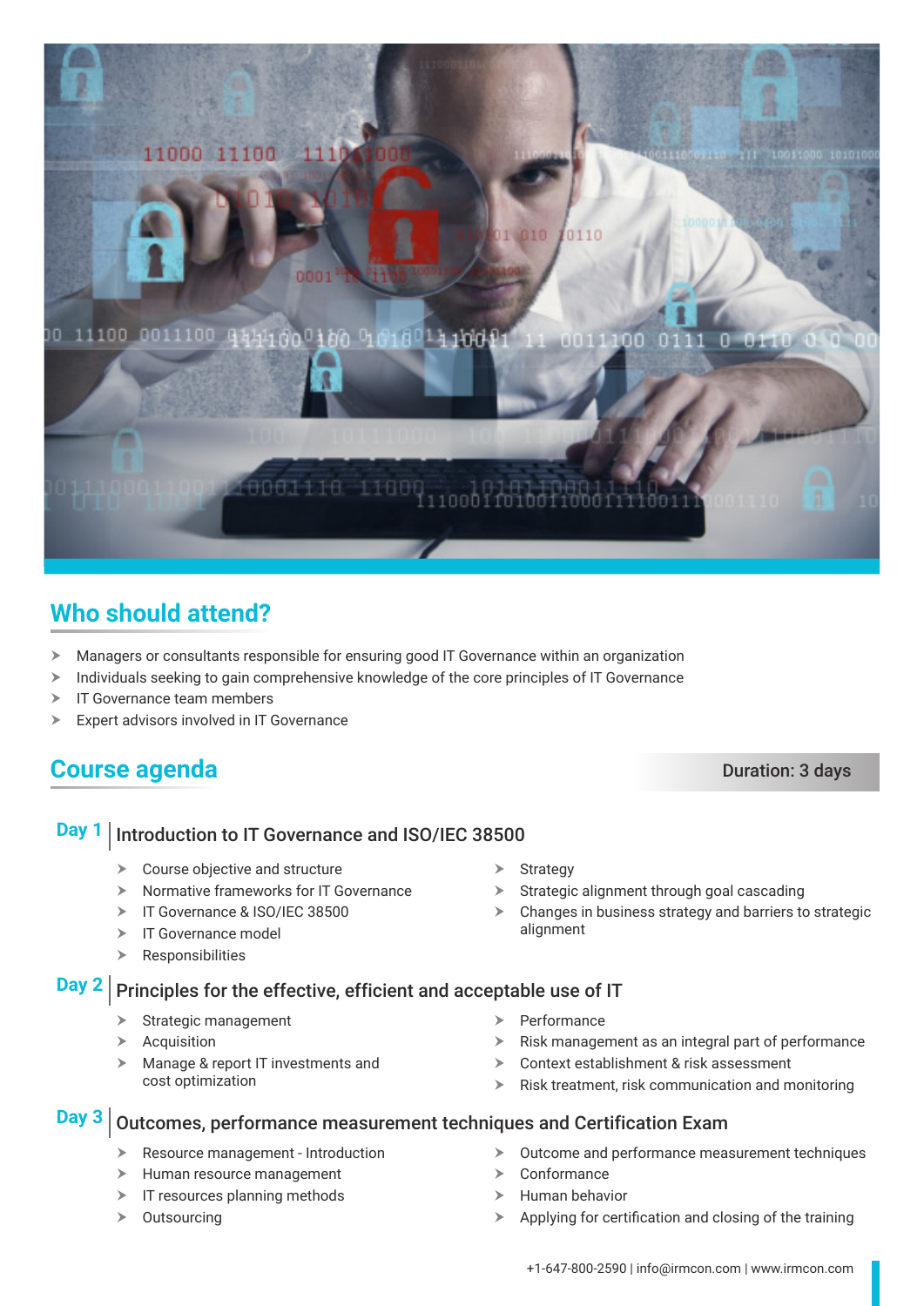## Who should attend?

- Managers or consultants responsible for ensuring good IT Governance within an organization
- Individuals seeking to gain comprehensive knowledge of the core principles of IT Governance
- IT Governance team members
- Expert advisors involved in IT Governance

## Course agenda

**Duration: 3 days**

### Day 1 | Introduction to IT Governance and ISO/IEC 38500

- Course objective and structure
- Normative frameworks for IT Governance
- IT Governance & ISO/IEC 38500
- IT Governance model
- Responsibilities
- Strategy
- Strategic alignment through goal cascading
- Changes in business strategy and barriers to strategic alignment

### Day 2 | Principles for the effective, efficient and acceptable use of IT

- Strategic management
- Acquisition
- Manage & report IT investments and cost optimization
- Performance
- Risk management as an integral part of performance
- Context establishment & risk assessment
- Risk treatment, risk communication and monitoring

### Day 3 | Outcomes, performance measurement techniques and Certification Exam

- Resource management - Introduction
- Human resource management
- IT resources planning methods
- Outsourcing
- Outcome and performance measurement techniques
- Conformance
- Human behavior
- Applying for certification and closing of the training

+1-647-800-2590 | info@irmcon.com | www.irmcon.com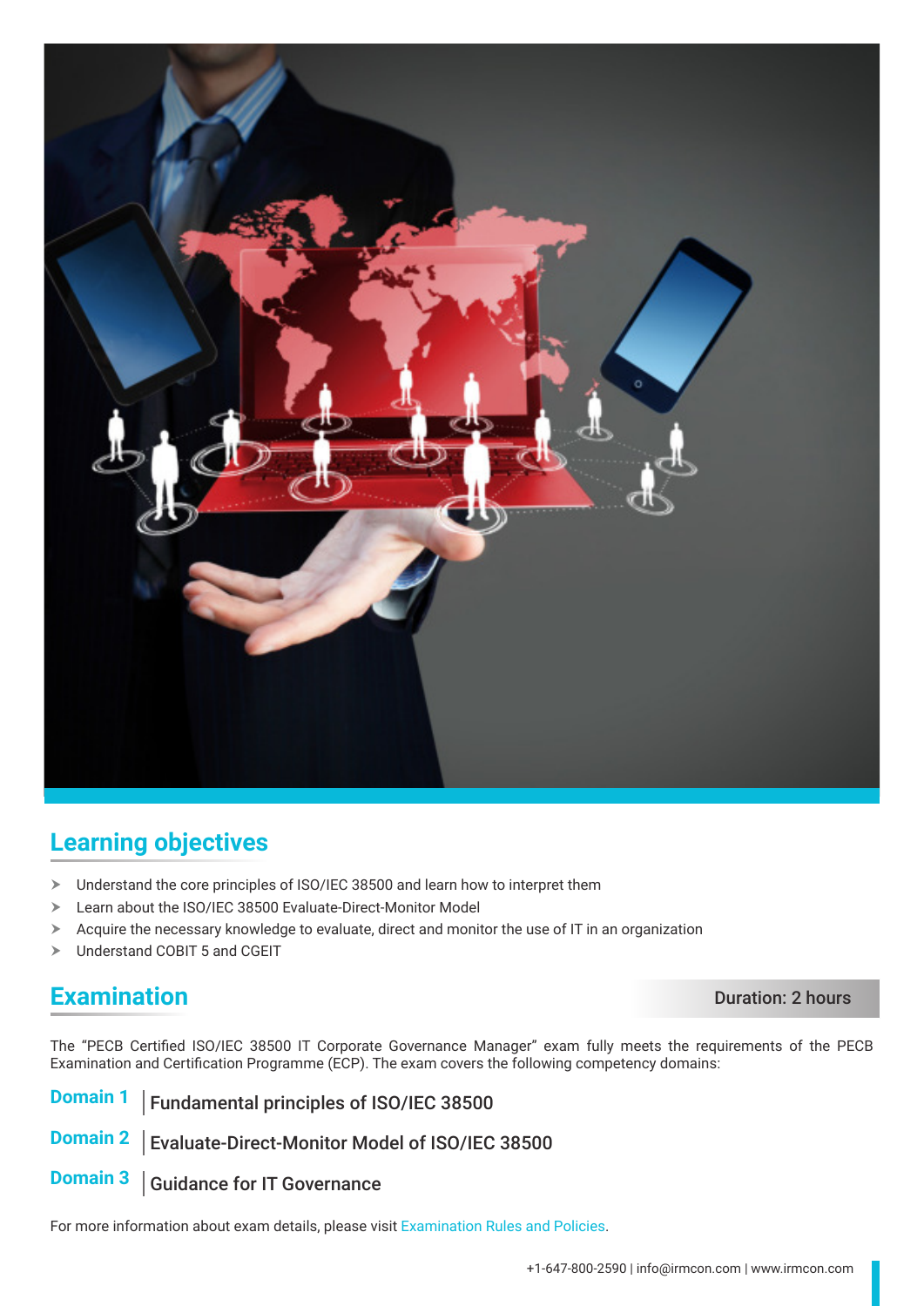## Learning objectives

- Understand the core principles of ISO/IEC 38500 and learn how to interpret them
- Learn about the ISO/IEC 38500 Evaluate-Direct-Monitor Model
- Acquire the necessary knowledge to evaluate, direct and monitor the use of IT in an organization
- Understand COBIT 5 and CGEIT

## Examination

**Duration: 2 hours**

The "PECB Certified ISO/IEC 38500 IT Corporate Governance Manager" exam fully meets the requirements of the PECB Examination and Certification Programme (ECP). The exam covers the following competency domains:

**Domain 1** | **Fundamental principles of ISO/IEC 38500**

**Domain 2** | **Evaluate-Direct-Monitor Model of ISO/IEC 38500**

**Domain 3** | **Guidance for IT Governance**

For more information about exam details, please visit Examination Rules and Policies.

+1-647-800-2590 | info@irmcon.com | www.irmcon.com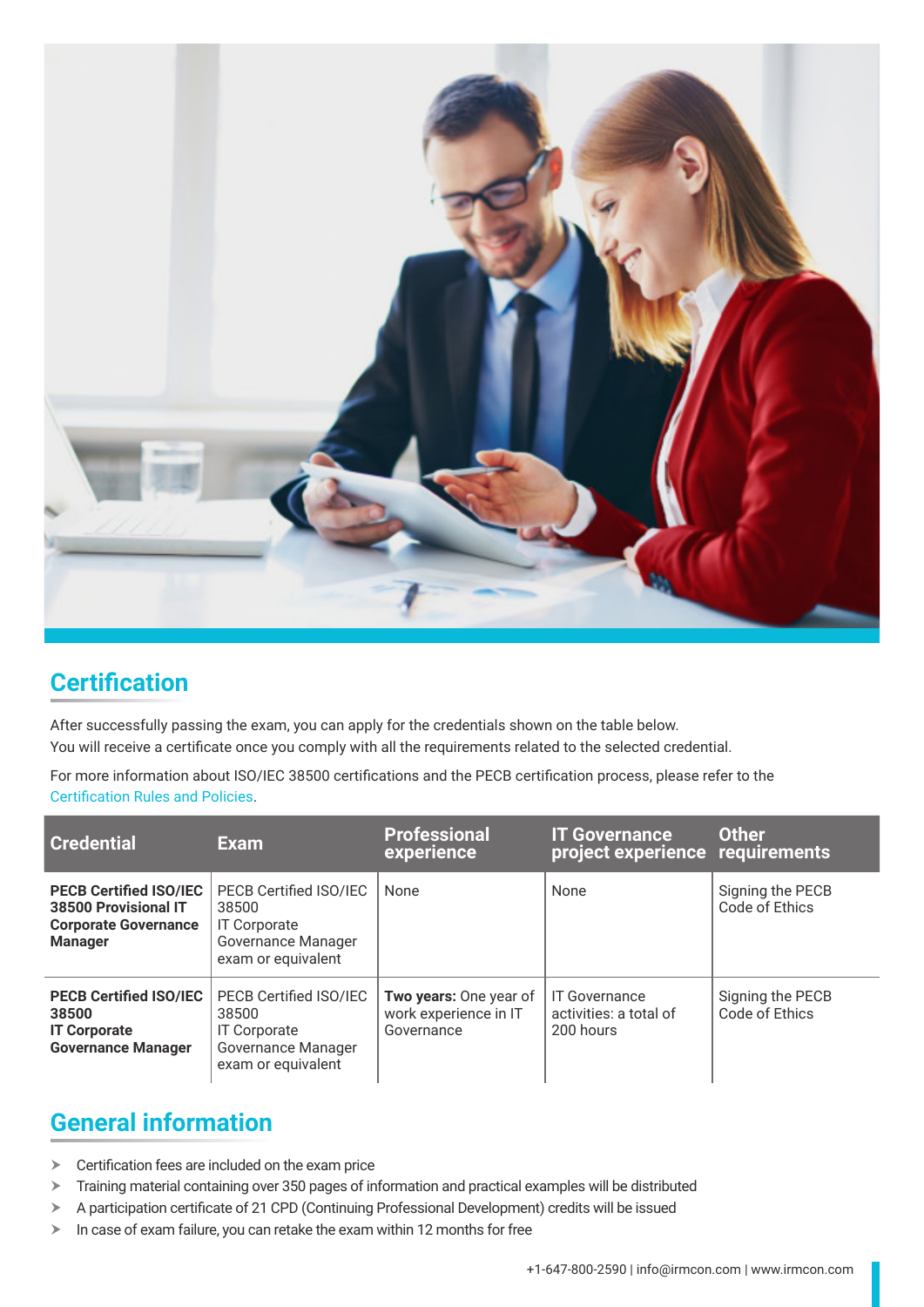## Certification

After successfully passing the exam, you can apply for the credentials shown on the table below.
You will receive a certificate once you comply with all the requirements related to the selected credential.

For more information about ISO/IEC 38500 certifications and the PECB certification process, please refer to the Certification Rules and Policies.

| Credential | Exam | Professional experience | IT Governance project experience | Other requirements |
|---|---|---|---|---|
| **PECB Certified ISO/IEC 38500 Provisional IT Corporate Governance Manager** | PECB Certified ISO/IEC 38500 IT Corporate Governance Manager exam or equivalent | None | None | Signing the PECB Code of Ethics |
| **PECB Certified ISO/IEC 38500 IT Corporate Governance Manager** | PECB Certified ISO/IEC 38500 IT Corporate Governance Manager exam or equivalent | **Two years:** One year of work experience in IT Governance | IT Governance activities: a total of 200 hours | Signing the PECB Code of Ethics |

## General information

- Certification fees are included on the exam price
- Training material containing over 350 pages of information and practical examples will be distributed
- A participation certificate of 21 CPD (Continuing Professional Development) credits will be issued
- In case of exam failure, you can retake the exam within 12 months for free

+1-647-800-2590 | info@irmcon.com | www.irmcon.com